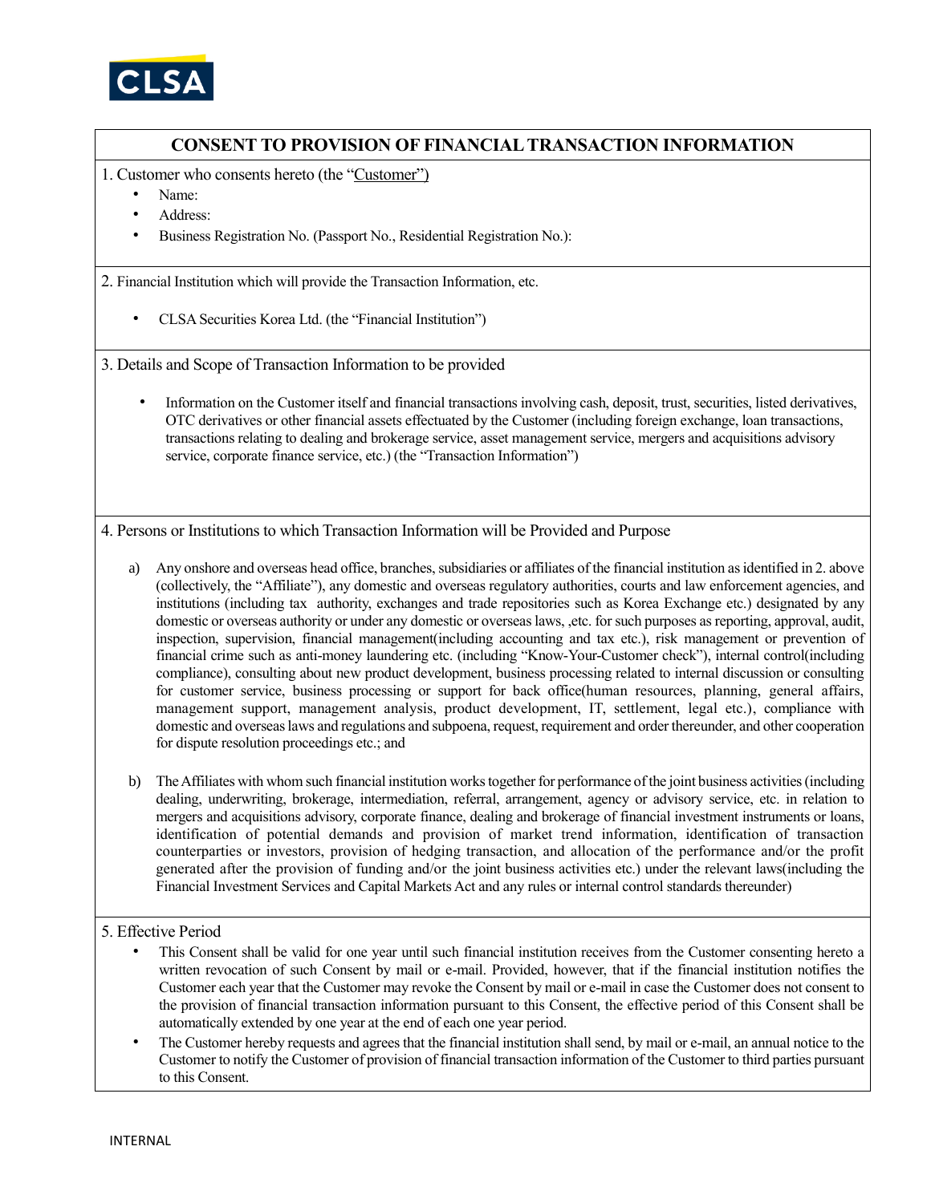CLSA

# CONSENT TO PROVISION OF FINANCIAL TRANSACTION INFORMATION

1. Customer who consents hereto (the "Customer")

- Name:
- Address:
- Business Registration No. (Passport No., Residential Registration No.):

2. Financial Institution which will provide the Transaction Information, etc.

- CLSA Securities Korea Ltd. (the "Financial Institution")

3. Details and Scope of Transaction Information to be provided

- Information on the Customer itself and financial transactions involving cash, deposit, trust, securities, listed derivatives, OTC derivatives or other financial assets effectuated by the Customer (including foreign exchange, loan transactions, transactions relating to dealing and brokerage service, asset management service, mergers and acquisitions advisory service, corporate finance service, etc.) (the "Transaction Information")

4. Persons or Institutions to which Transaction Information will be Provided and Purpose

a) Any onshore and overseas head office, branches, subsidiaries or affiliates of the financial institution as identified in 2. above (collectively, the "Affiliate"), any domestic and overseas regulatory authorities, courts and law enforcement agencies, and institutions (including tax authority, exchanges and trade repositories such as Korea Exchange etc.) designated by any domestic or overseas authority or under any domestic or overseas laws, ,etc. for such purposes as reporting, approval, audit, inspection, supervision, financial management(including accounting and tax etc.), risk management or prevention of financial crime such as anti-money laundering etc. (including "Know-Your-Customer check"), internal control(including compliance), consulting about new product development, business processing related to internal discussion or consulting for customer service, business processing or support for back office(human resources, planning, general affairs, management support, management analysis, product development, IT, settlement, legal etc.), compliance with domestic and overseas laws and regulations and subpoena, request, requirement and order thereunder, and other cooperation for dispute resolution proceedings etc.; and

b) The Affiliates with whom such financial institution works together for performance of the joint business activities (including dealing, underwriting, brokerage, intermediation, referral, arrangement, agency or advisory service, etc. in relation to mergers and acquisitions advisory, corporate finance, dealing and brokerage of financial investment instruments or loans, identification of potential demands and provision of market trend information, identification of transaction counterparties or investors, provision of hedging transaction, and allocation of the performance and/or the profit generated after the provision of funding and/or the joint business activities etc.) under the relevant laws(including the Financial Investment Services and Capital Markets Act and any rules or internal control standards thereunder)

5. Effective Period

- This Consent shall be valid for one year until such financial institution receives from the Customer consenting hereto a written revocation of such Consent by mail or e-mail. Provided, however, that if the financial institution notifies the Customer each year that the Customer may revoke the Consent by mail or e-mail in case the Customer does not consent to the provision of financial transaction information pursuant to this Consent, the effective period of this Consent shall be automatically extended by one year at the end of each one year period.
- The Customer hereby requests and agrees that the financial institution shall send, by mail or e-mail, an annual notice to the Customer to notify the Customer of provision of financial transaction information of the Customer to third parties pursuant to this Consent.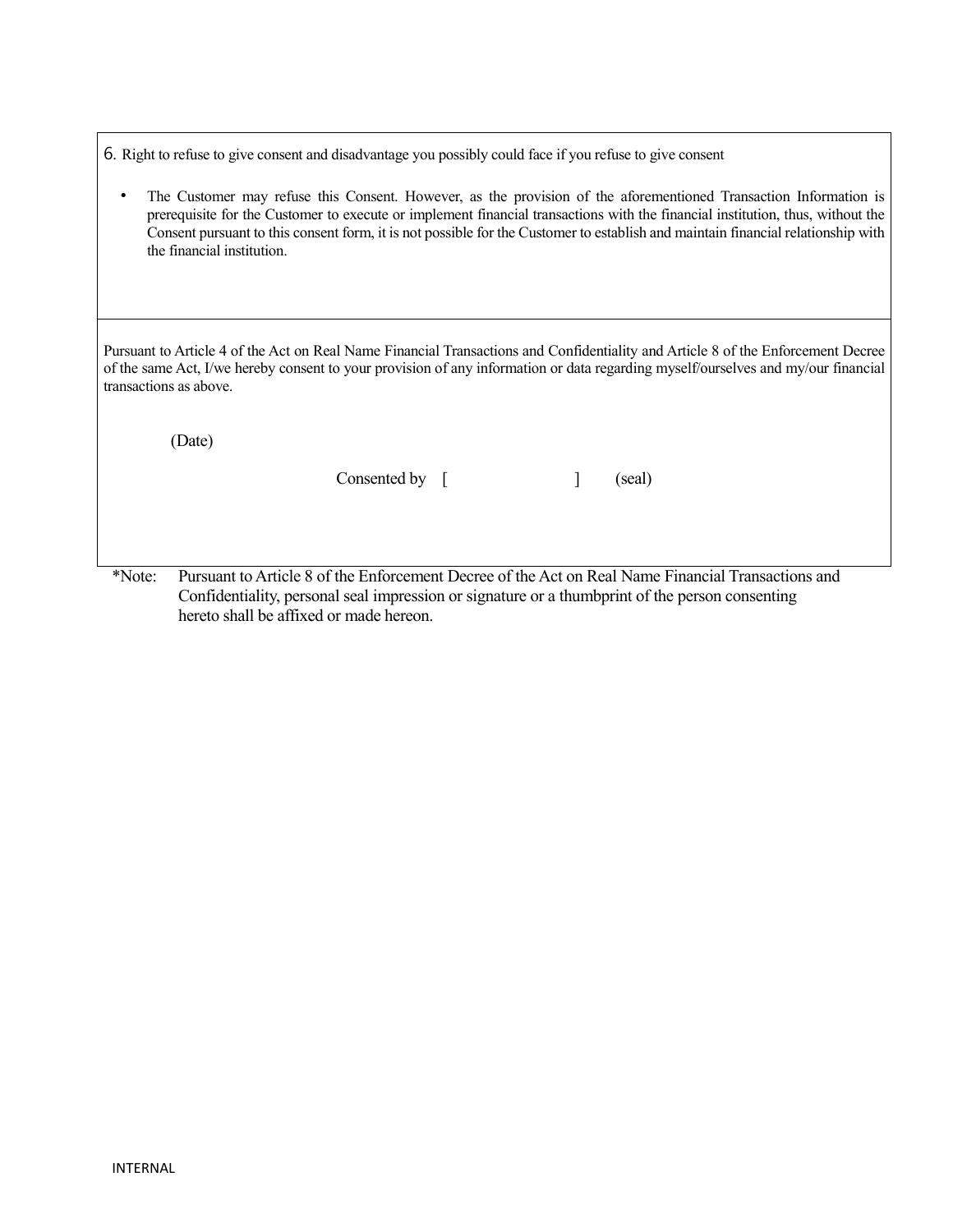6. Right to refuse to give consent and disadvantage you possibly could face if you refuse to give consent

- The Customer may refuse this Consent. However, as the provision of the aforementioned Transaction Information is prerequisite for the Customer to execute or implement financial transactions with the financial institution, thus, without the Consent pursuant to this consent form, it is not possible for the Customer to establish and maintain financial relationship with the financial institution.

Pursuant to Article 4 of the Act on Real Name Financial Transactions and Confidentiality and Article 8 of the Enforcement Decree of the same Act, I/we hereby consent to your provision of any information or data regarding myself/ourselves and my/our financial transactions as above.

(Date)

Consented by [ ] (seal)

*Note: Pursuant to Article 8 of the Enforcement Decree of the Act on Real Name Financial Transactions and Confidentiality, personal seal impression or signature or a thumbprint of the person consenting hereto shall be affixed or made hereon.